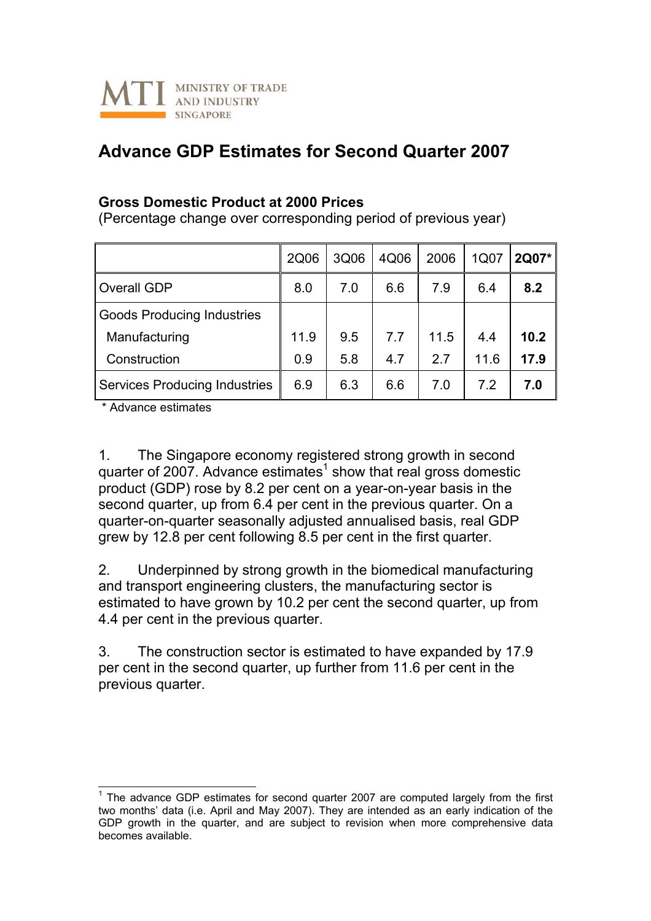MTI MINISTRY OF TRADE AND INDUSTRY SINGAPORE

# Advance GDP Estimates for Second Quarter 2007

**Gross Domestic Product at 2000 Prices**
(Percentage change over corresponding period of previous year)

| | 2Q06 | 3Q06 | 4Q06 | 2006 | 1Q07 | **2Q07*** |
|---|---|---|---|---|---|---|
| Overall GDP | 8.0 | 7.0 | 6.6 | 7.9 | 6.4 | **8.2** |
| Goods Producing Industries | | | | | | |
| Manufacturing | 11.9 | 9.5 | 7.7 | 11.5 | 4.4 | **10.2** |
| Construction | 0.9 | 5.8 | 4.7 | 2.7 | 11.6 | **17.9** |
| Services Producing Industries | 6.9 | 6.3 | 6.6 | 7.0 | 7.2 | **7.0** |

\* Advance estimates

1. The Singapore economy registered strong growth in second quarter of 2007. Advance estimates[1] show that real gross domestic product (GDP) rose by 8.2 per cent on a year-on-year basis in the second quarter, up from 6.4 per cent in the previous quarter. On a quarter-on-quarter seasonally adjusted annualised basis, real GDP grew by 12.8 per cent following 8.5 per cent in the first quarter.

2. Underpinned by strong growth in the biomedical manufacturing and transport engineering clusters, the manufacturing sector is estimated to have grown by 10.2 per cent the second quarter, up from 4.4 per cent in the previous quarter.

3. The construction sector is estimated to have expanded by 17.9 per cent in the second quarter, up further from 11.6 per cent in the previous quarter.

[1] The advance GDP estimates for second quarter 2007 are computed largely from the first two months' data (i.e. April and May 2007). They are intended as an early indication of the GDP growth in the quarter, and are subject to revision when more comprehensive data becomes available.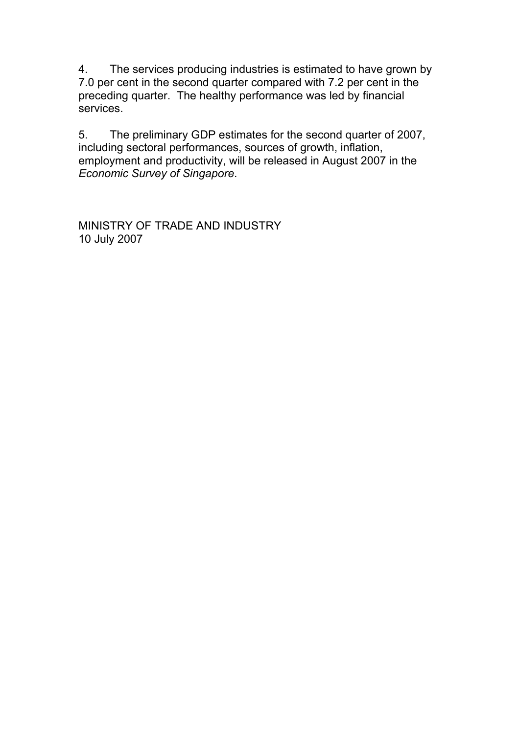4. The services producing industries is estimated to have grown by 7.0 per cent in the second quarter compared with 7.2 per cent in the preceding quarter. The healthy performance was led by financial services.

5. The preliminary GDP estimates for the second quarter of 2007, including sectoral performances, sources of growth, inflation, employment and productivity, will be released in August 2007 in the *Economic Survey of Singapore*.

MINISTRY OF TRADE AND INDUSTRY
10 July 2007